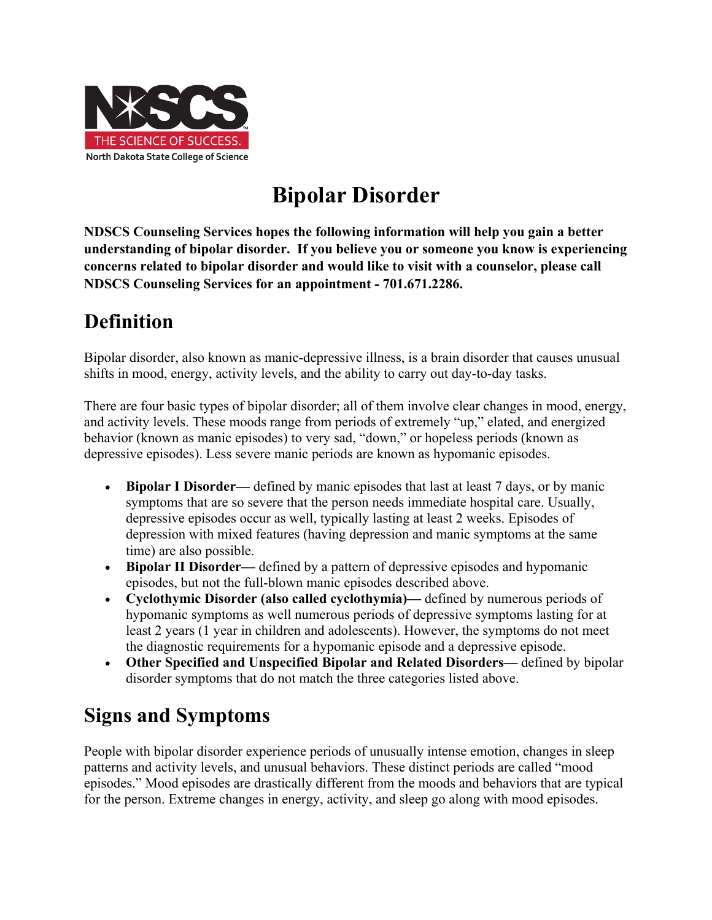NDSCS

THE SCIENCE OF SUCCESS.

North Dakota State College of Science

# Bipolar Disorder

**NDSCS Counseling Services hopes the following information will help you gain a better understanding of bipolar disorder. If you believe you or someone you know is experiencing concerns related to bipolar disorder and would like to visit with a counselor, please call NDSCS Counseling Services for an appointment - 701.671.2286.**

## Definition

Bipolar disorder, also known as manic-depressive illness, is a brain disorder that causes unusual shifts in mood, energy, activity levels, and the ability to carry out day-to-day tasks.

There are four basic types of bipolar disorder; all of them involve clear changes in mood, energy, and activity levels. These moods range from periods of extremely "up," elated, and energized behavior (known as manic episodes) to very sad, "down," or hopeless periods (known as depressive episodes). Less severe manic periods are known as hypomanic episodes.

- **Bipolar I Disorder—** defined by manic episodes that last at least 7 days, or by manic symptoms that are so severe that the person needs immediate hospital care. Usually, depressive episodes occur as well, typically lasting at least 2 weeks. Episodes of depression with mixed features (having depression and manic symptoms at the same time) are also possible.
- **Bipolar II Disorder—** defined by a pattern of depressive episodes and hypomanic episodes, but not the full-blown manic episodes described above.
- **Cyclothymic Disorder (also called cyclothymia)—** defined by numerous periods of hypomanic symptoms as well numerous periods of depressive symptoms lasting for at least 2 years (1 year in children and adolescents). However, the symptoms do not meet the diagnostic requirements for a hypomanic episode and a depressive episode.
- **Other Specified and Unspecified Bipolar and Related Disorders—** defined by bipolar disorder symptoms that do not match the three categories listed above.

## Signs and Symptoms

People with bipolar disorder experience periods of unusually intense emotion, changes in sleep patterns and activity levels, and unusual behaviors. These distinct periods are called "mood episodes." Mood episodes are drastically different from the moods and behaviors that are typical for the person. Extreme changes in energy, activity, and sleep go along with mood episodes.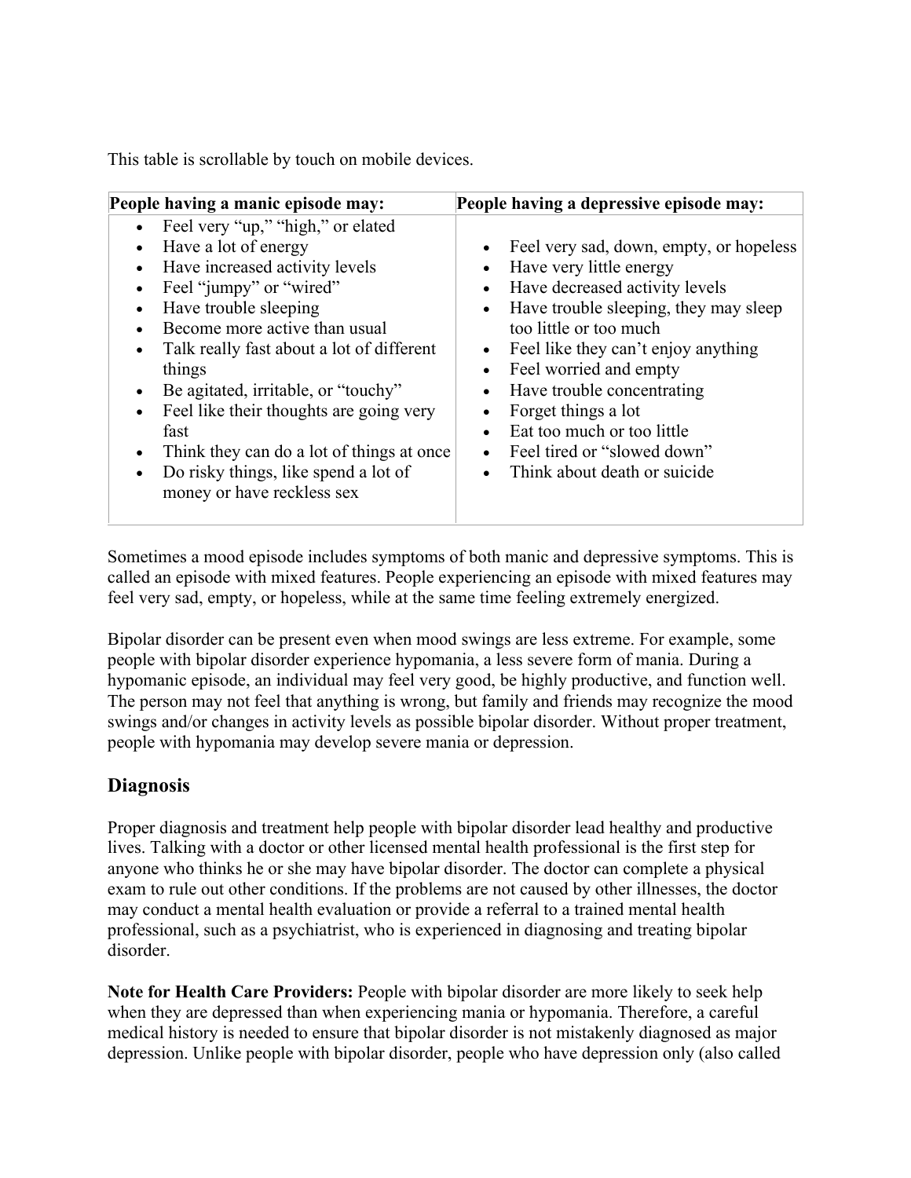This table is scrollable by touch on mobile devices.

| People having a manic episode may: | People having a depressive episode may: |
| --- | --- |
| • Feel very “up,” “high,” or elated<br>• Have a lot of energy<br>• Have increased activity levels<br>• Feel “jumpy” or “wired”<br>• Have trouble sleeping<br>• Become more active than usual<br>• Talk really fast about a lot of different things<br>• Be agitated, irritable, or “touchy”<br>• Feel like their thoughts are going very fast<br>• Think they can do a lot of things at once<br>• Do risky things, like spend a lot of money or have reckless sex | • Feel very sad, down, empty, or hopeless<br>• Have very little energy<br>• Have decreased activity levels<br>• Have trouble sleeping, they may sleep too little or too much<br>• Feel like they can’t enjoy anything<br>• Feel worried and empty<br>• Have trouble concentrating<br>• Forget things a lot<br>• Eat too much or too little<br>• Feel tired or “slowed down”<br>• Think about death or suicide |

Sometimes a mood episode includes symptoms of both manic and depressive symptoms. This is called an episode with mixed features. People experiencing an episode with mixed features may feel very sad, empty, or hopeless, while at the same time feeling extremely energized.

Bipolar disorder can be present even when mood swings are less extreme. For example, some people with bipolar disorder experience hypomania, a less severe form of mania. During a hypomanic episode, an individual may feel very good, be highly productive, and function well. The person may not feel that anything is wrong, but family and friends may recognize the mood swings and/or changes in activity levels as possible bipolar disorder. Without proper treatment, people with hypomania may develop severe mania or depression.

## Diagnosis

Proper diagnosis and treatment help people with bipolar disorder lead healthy and productive lives. Talking with a doctor or other licensed mental health professional is the first step for anyone who thinks he or she may have bipolar disorder. The doctor can complete a physical exam to rule out other conditions. If the problems are not caused by other illnesses, the doctor may conduct a mental health evaluation or provide a referral to a trained mental health professional, such as a psychiatrist, who is experienced in diagnosing and treating bipolar disorder.

**Note for Health Care Providers:** People with bipolar disorder are more likely to seek help when they are depressed than when experiencing mania or hypomania. Therefore, a careful medical history is needed to ensure that bipolar disorder is not mistakenly diagnosed as major depression. Unlike people with bipolar disorder, people who have depression only (also called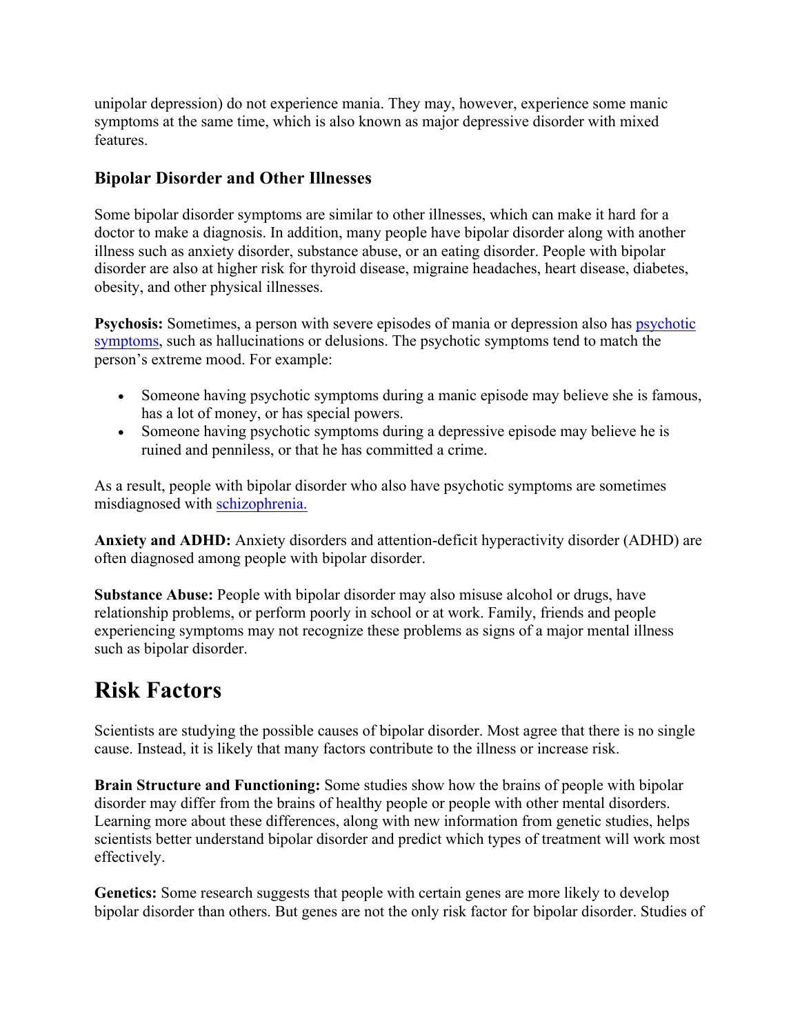unipolar depression) do not experience mania. They may, however, experience some manic symptoms at the same time, which is also known as major depressive disorder with mixed features.

### Bipolar Disorder and Other Illnesses

Some bipolar disorder symptoms are similar to other illnesses, which can make it hard for a doctor to make a diagnosis. In addition, many people have bipolar disorder along with another illness such as anxiety disorder, substance abuse, or an eating disorder. People with bipolar disorder are also at higher risk for thyroid disease, migraine headaches, heart disease, diabetes, obesity, and other physical illnesses.

**Psychosis:** Sometimes, a person with severe episodes of mania or depression also has psychotic symptoms, such as hallucinations or delusions. The psychotic symptoms tend to match the person's extreme mood. For example:

- Someone having psychotic symptoms during a manic episode may believe she is famous, has a lot of money, or has special powers.
- Someone having psychotic symptoms during a depressive episode may believe he is ruined and penniless, or that he has committed a crime.

As a result, people with bipolar disorder who also have psychotic symptoms are sometimes misdiagnosed with schizophrenia.

**Anxiety and ADHD:** Anxiety disorders and attention-deficit hyperactivity disorder (ADHD) are often diagnosed among people with bipolar disorder.

**Substance Abuse:** People with bipolar disorder may also misuse alcohol or drugs, have relationship problems, or perform poorly in school or at work. Family, friends and people experiencing symptoms may not recognize these problems as signs of a major mental illness such as bipolar disorder.

## Risk Factors

Scientists are studying the possible causes of bipolar disorder. Most agree that there is no single cause. Instead, it is likely that many factors contribute to the illness or increase risk.

**Brain Structure and Functioning:** Some studies show how the brains of people with bipolar disorder may differ from the brains of healthy people or people with other mental disorders. Learning more about these differences, along with new information from genetic studies, helps scientists better understand bipolar disorder and predict which types of treatment will work most effectively.

**Genetics:** Some research suggests that people with certain genes are more likely to develop bipolar disorder than others. But genes are not the only risk factor for bipolar disorder. Studies of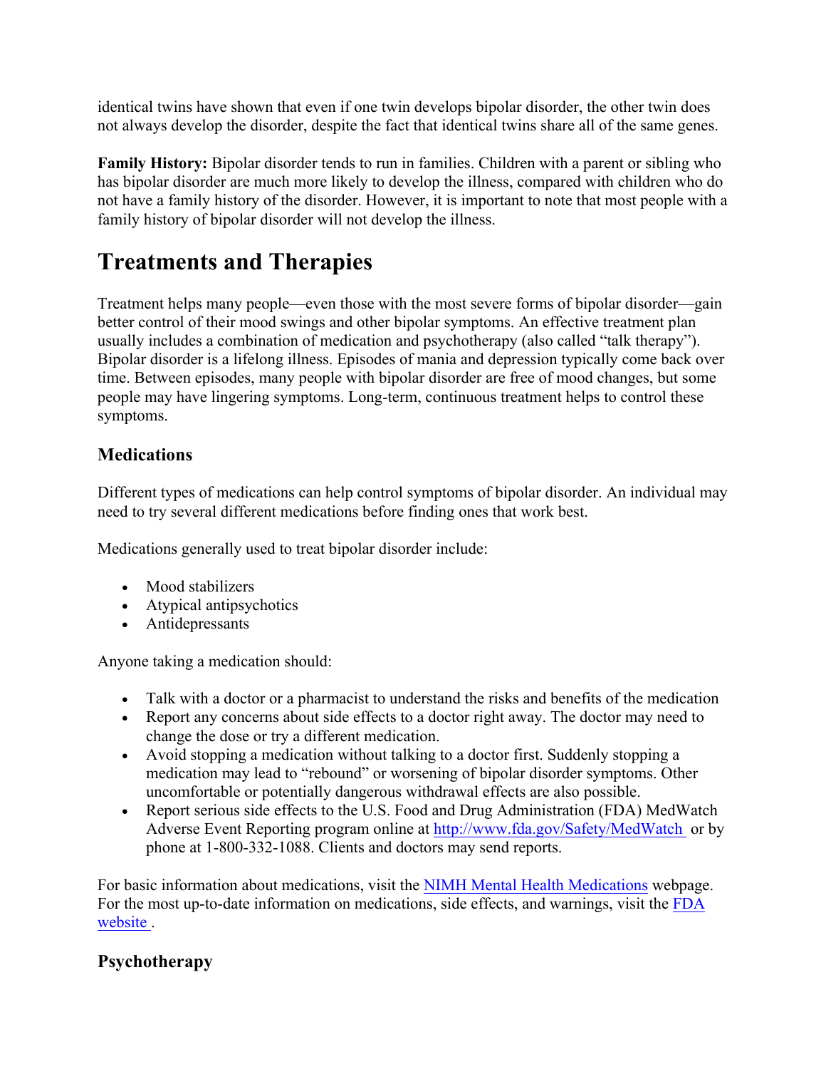identical twins have shown that even if one twin develops bipolar disorder, the other twin does not always develop the disorder, despite the fact that identical twins share all of the same genes.

**Family History:** Bipolar disorder tends to run in families. Children with a parent or sibling who has bipolar disorder are much more likely to develop the illness, compared with children who do not have a family history of the disorder. However, it is important to note that most people with a family history of bipolar disorder will not develop the illness.

# Treatments and Therapies

Treatment helps many people—even those with the most severe forms of bipolar disorder—gain better control of their mood swings and other bipolar symptoms. An effective treatment plan usually includes a combination of medication and psychotherapy (also called "talk therapy"). Bipolar disorder is a lifelong illness. Episodes of mania and depression typically come back over time. Between episodes, many people with bipolar disorder are free of mood changes, but some people may have lingering symptoms. Long-term, continuous treatment helps to control these symptoms.

## Medications

Different types of medications can help control symptoms of bipolar disorder. An individual may need to try several different medications before finding ones that work best.

Medications generally used to treat bipolar disorder include:

- Mood stabilizers
- Atypical antipsychotics
- Antidepressants

Anyone taking a medication should:

- Talk with a doctor or a pharmacist to understand the risks and benefits of the medication
- Report any concerns about side effects to a doctor right away. The doctor may need to change the dose or try a different medication.
- Avoid stopping a medication without talking to a doctor first. Suddenly stopping a medication may lead to "rebound" or worsening of bipolar disorder symptoms. Other uncomfortable or potentially dangerous withdrawal effects are also possible.
- Report serious side effects to the U.S. Food and Drug Administration (FDA) MedWatch Adverse Event Reporting program online at http://www.fda.gov/Safety/MedWatch or by phone at 1-800-332-1088. Clients and doctors may send reports.

For basic information about medications, visit the NIMH Mental Health Medications webpage. For the most up-to-date information on medications, side effects, and warnings, visit the FDA website .

## Psychotherapy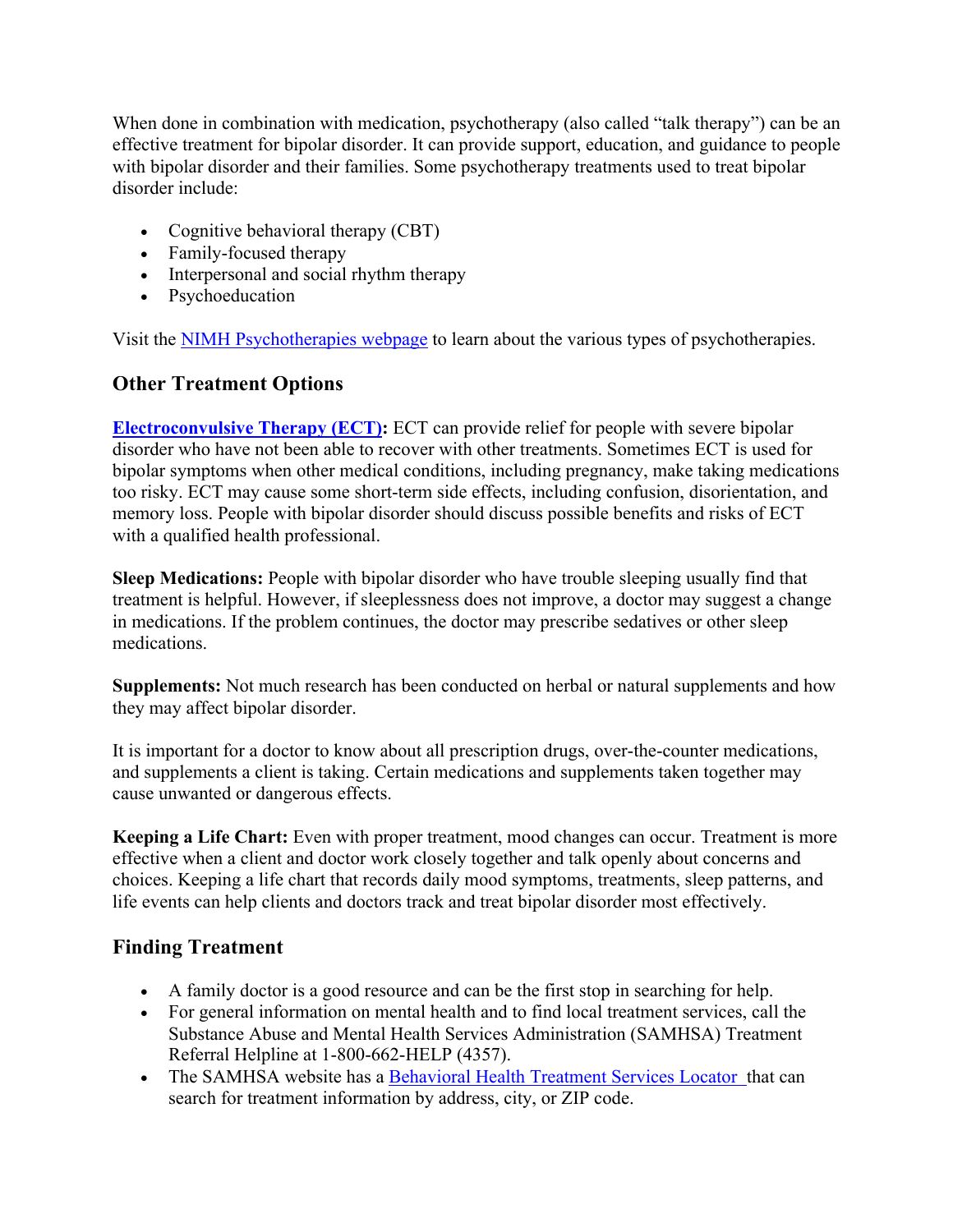When done in combination with medication, psychotherapy (also called "talk therapy") can be an effective treatment for bipolar disorder. It can provide support, education, and guidance to people with bipolar disorder and their families. Some psychotherapy treatments used to treat bipolar disorder include:

- Cognitive behavioral therapy (CBT)
- Family-focused therapy
- Interpersonal and social rhythm therapy
- Psychoeducation

Visit the [NIMH Psychotherapies webpage](#) to learn about the various types of psychotherapies.

## Other Treatment Options

**[Electroconvulsive Therapy (ECT)](#):** ECT can provide relief for people with severe bipolar disorder who have not been able to recover with other treatments. Sometimes ECT is used for bipolar symptoms when other medical conditions, including pregnancy, make taking medications too risky. ECT may cause some short-term side effects, including confusion, disorientation, and memory loss. People with bipolar disorder should discuss possible benefits and risks of ECT with a qualified health professional.

**Sleep Medications:** People with bipolar disorder who have trouble sleeping usually find that treatment is helpful. However, if sleeplessness does not improve, a doctor may suggest a change in medications. If the problem continues, the doctor may prescribe sedatives or other sleep medications.

**Supplements:** Not much research has been conducted on herbal or natural supplements and how they may affect bipolar disorder.

It is important for a doctor to know about all prescription drugs, over-the-counter medications, and supplements a client is taking. Certain medications and supplements taken together may cause unwanted or dangerous effects.

**Keeping a Life Chart:** Even with proper treatment, mood changes can occur. Treatment is more effective when a client and doctor work closely together and talk openly about concerns and choices. Keeping a life chart that records daily mood symptoms, treatments, sleep patterns, and life events can help clients and doctors track and treat bipolar disorder most effectively.

## Finding Treatment

- A family doctor is a good resource and can be the first stop in searching for help.
- For general information on mental health and to find local treatment services, call the Substance Abuse and Mental Health Services Administration (SAMHSA) Treatment Referral Helpline at 1-800-662-HELP (4357).
- The SAMHSA website has a [Behavioral Health Treatment Services Locator](#) that can search for treatment information by address, city, or ZIP code.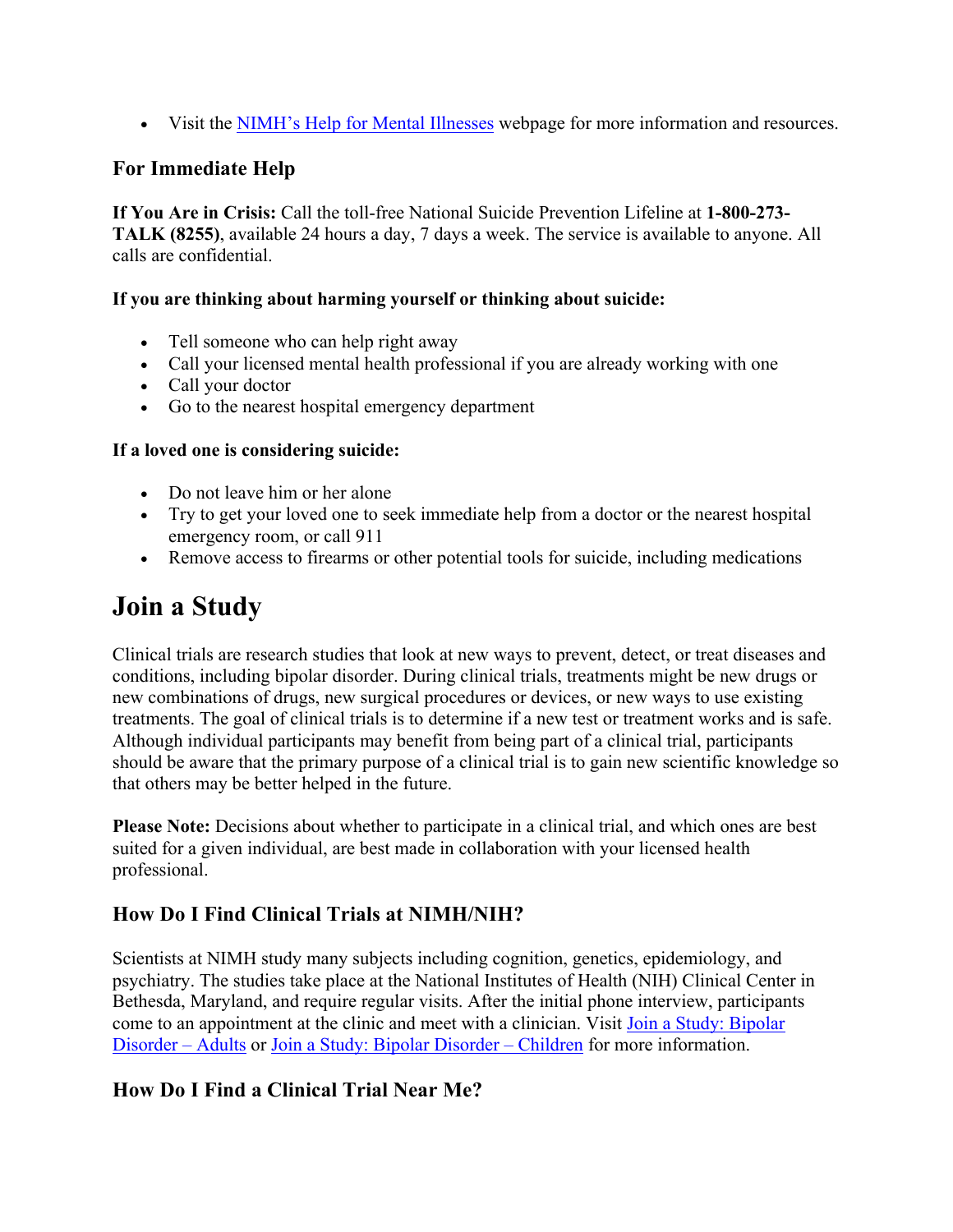- Visit the [NIMH's Help for Mental Illnesses]() webpage for more information and resources.

### For Immediate Help

**If You Are in Crisis:** Call the toll-free National Suicide Prevention Lifeline at **1-800-273-TALK (8255)**, available 24 hours a day, 7 days a week. The service is available to anyone. All calls are confidential.

**If you are thinking about harming yourself or thinking about suicide:**

- Tell someone who can help right away
- Call your licensed mental health professional if you are already working with one
- Call your doctor
- Go to the nearest hospital emergency department

**If a loved one is considering suicide:**

- Do not leave him or her alone
- Try to get your loved one to seek immediate help from a doctor or the nearest hospital emergency room, or call 911
- Remove access to firearms or other potential tools for suicide, including medications

## Join a Study

Clinical trials are research studies that look at new ways to prevent, detect, or treat diseases and conditions, including bipolar disorder. During clinical trials, treatments might be new drugs or new combinations of drugs, new surgical procedures or devices, or new ways to use existing treatments. The goal of clinical trials is to determine if a new test or treatment works and is safe. Although individual participants may benefit from being part of a clinical trial, participants should be aware that the primary purpose of a clinical trial is to gain new scientific knowledge so that others may be better helped in the future.

**Please Note:** Decisions about whether to participate in a clinical trial, and which ones are best suited for a given individual, are best made in collaboration with your licensed health professional.

### How Do I Find Clinical Trials at NIMH/NIH?

Scientists at NIMH study many subjects including cognition, genetics, epidemiology, and psychiatry. The studies take place at the National Institutes of Health (NIH) Clinical Center in Bethesda, Maryland, and require regular visits. After the initial phone interview, participants come to an appointment at the clinic and meet with a clinician. Visit [Join a Study: Bipolar Disorder – Adults]() or [Join a Study: Bipolar Disorder – Children]() for more information.

### How Do I Find a Clinical Trial Near Me?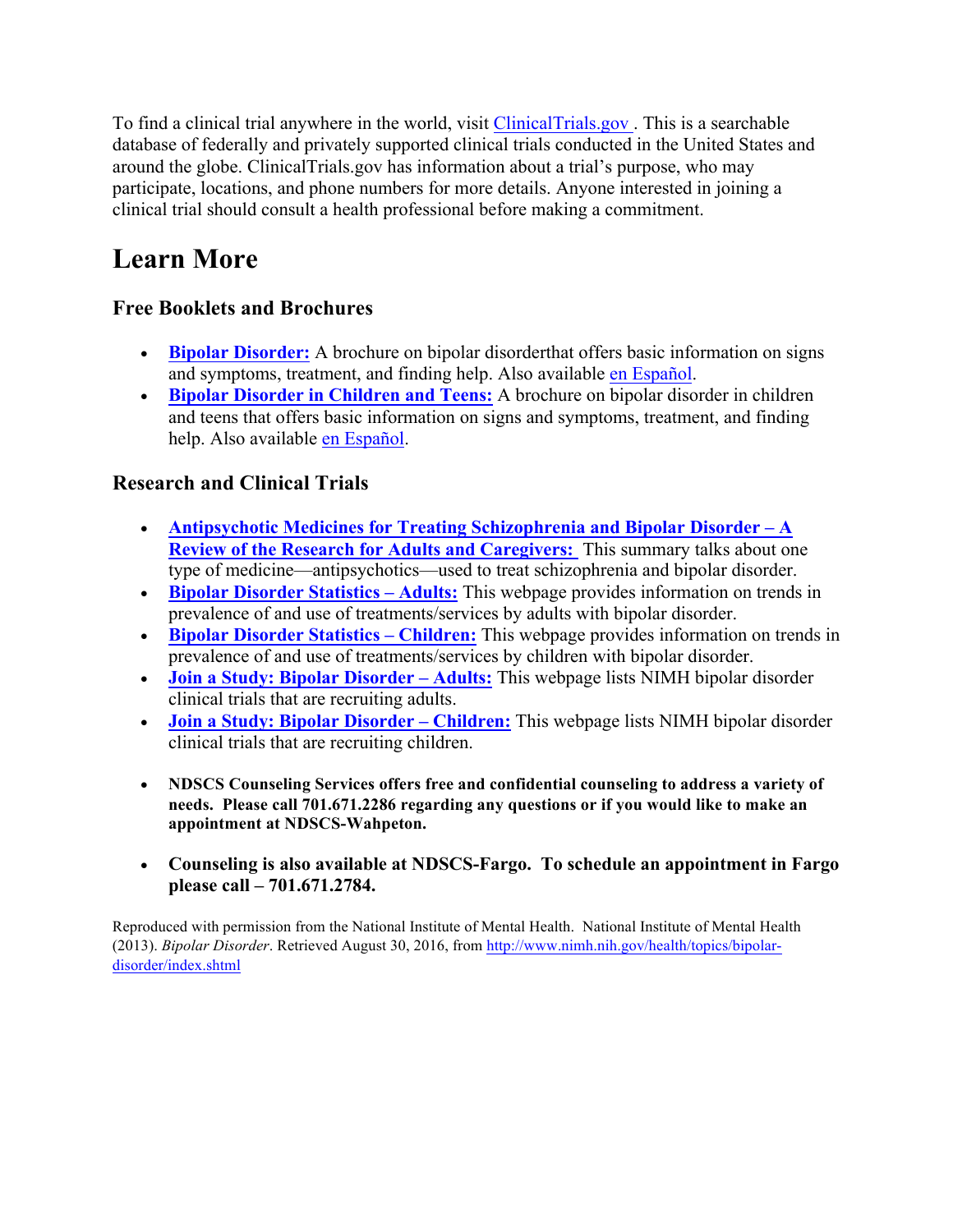To find a clinical trial anywhere in the world, visit ClinicalTrials.gov . This is a searchable database of federally and privately supported clinical trials conducted in the United States and around the globe. ClinicalTrials.gov has information about a trial's purpose, who may participate, locations, and phone numbers for more details. Anyone interested in joining a clinical trial should consult a health professional before making a commitment.

# Learn More

### Free Booklets and Brochures

- **Bipolar Disorder:** A brochure on bipolar disorderthat offers basic information on signs and symptoms, treatment, and finding help. Also available en Español.
- **Bipolar Disorder in Children and Teens:** A brochure on bipolar disorder in children and teens that offers basic information on signs and symptoms, treatment, and finding help. Also available en Español.

### Research and Clinical Trials

- **Antipsychotic Medicines for Treating Schizophrenia and Bipolar Disorder – A Review of the Research for Adults and Caregivers:** This summary talks about one type of medicine—antipsychotics—used to treat schizophrenia and bipolar disorder.
- **Bipolar Disorder Statistics – Adults:** This webpage provides information on trends in prevalence of and use of treatments/services by adults with bipolar disorder.
- **Bipolar Disorder Statistics – Children:** This webpage provides information on trends in prevalence of and use of treatments/services by children with bipolar disorder.
- **Join a Study: Bipolar Disorder – Adults:** This webpage lists NIMH bipolar disorder clinical trials that are recruiting adults.
- **Join a Study: Bipolar Disorder – Children:** This webpage lists NIMH bipolar disorder clinical trials that are recruiting children.

- **NDSCS Counseling Services offers free and confidential counseling to address a variety of needs. Please call 701.671.2286 regarding any questions or if you would like to make an appointment at NDSCS-Wahpeton.**

- **Counseling is also available at NDSCS-Fargo. To schedule an appointment in Fargo please call – 701.671.2784.**

Reproduced with permission from the National Institute of Mental Health. National Institute of Mental Health (2013). *Bipolar Disorder*. Retrieved August 30, 2016, from http://www.nimh.nih.gov/health/topics/bipolar-disorder/index.shtml